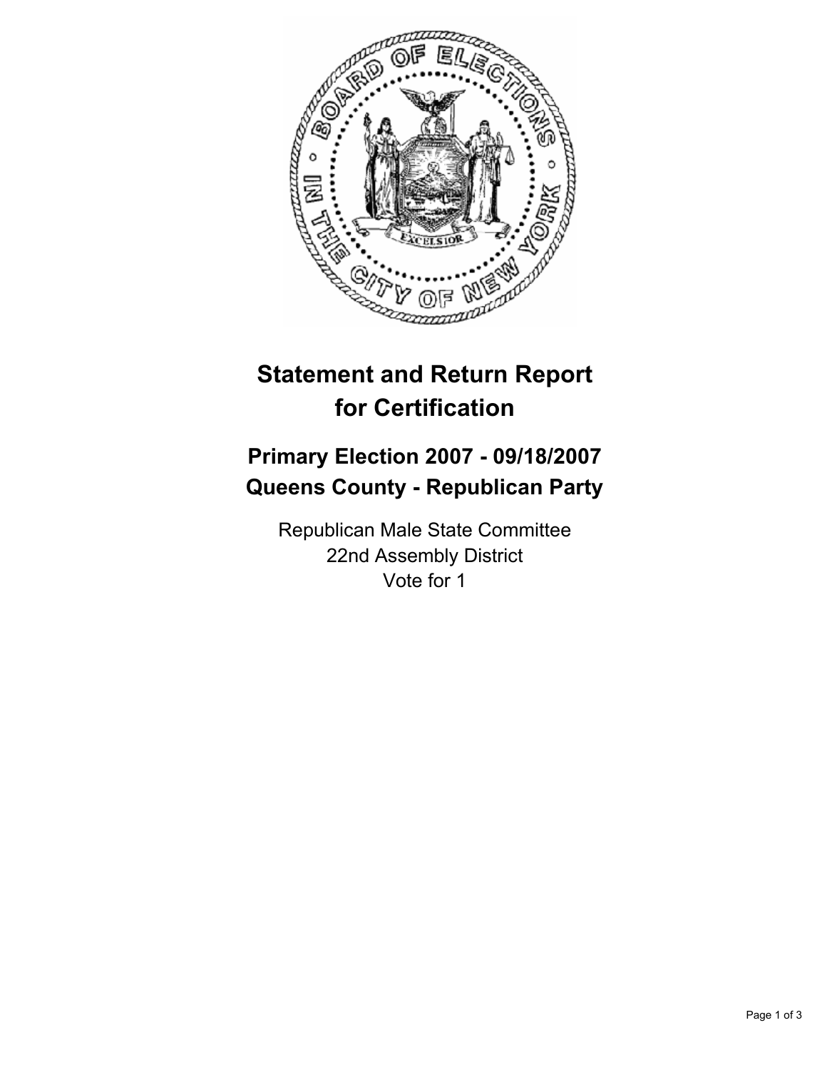# Statement and Return Report for Certification

## Primary Election 2007 - 09/18/2007
## Queens County - Republican Party

Republican Male State Committee
22nd Assembly District
Vote for 1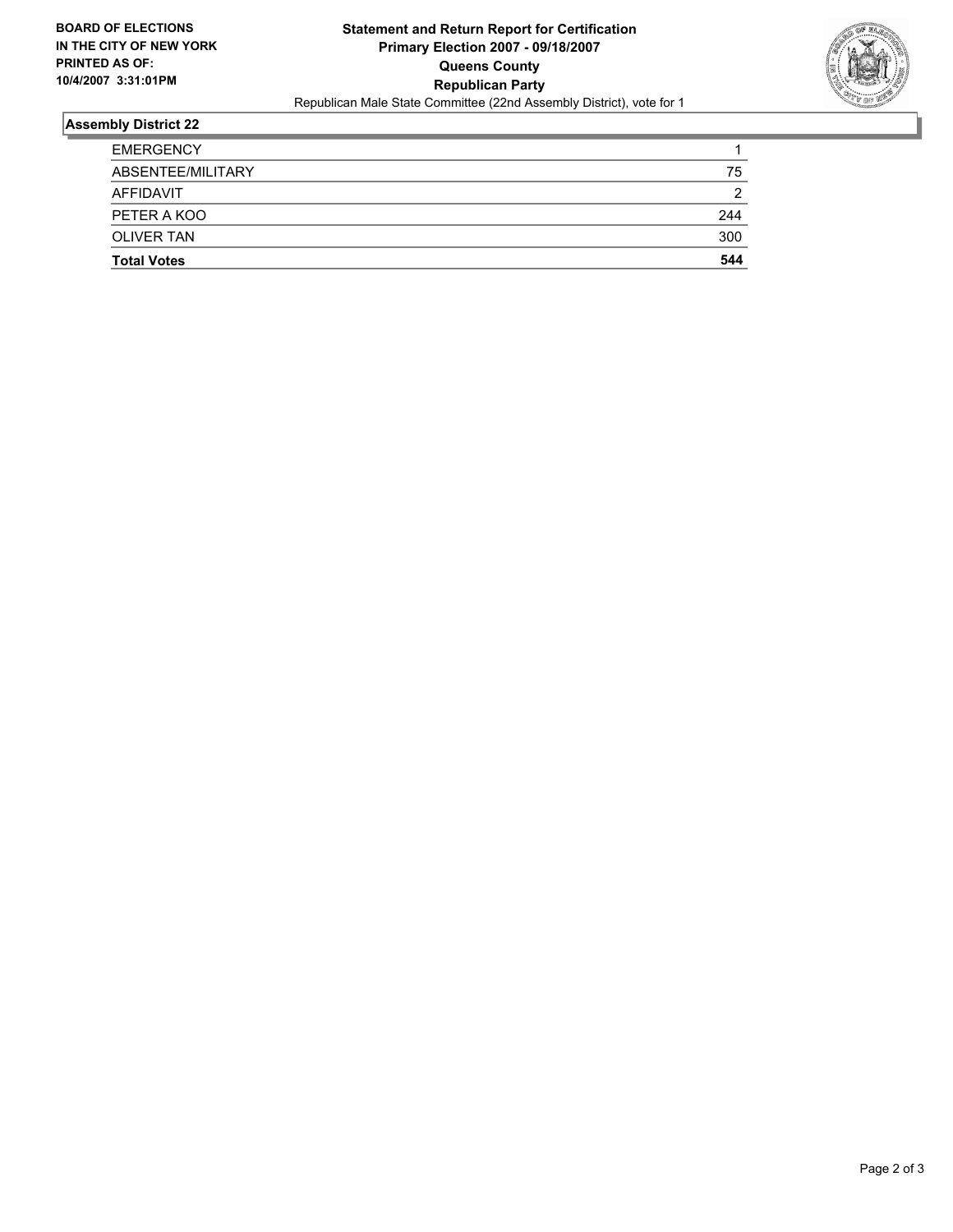**BOARD OF ELECTIONS IN THE CITY OF NEW YORK**
**PRINTED AS OF: 10/4/2007 3:31:01PM**

**Statement and Return Report for Certification**
**Primary Election 2007 - 09/18/2007**
**Queens County**
**Republican Party**
Republican Male State Committee (22nd Assembly District), vote for 1

## Assembly District 22

| | |
|---|---|
| EMERGENCY | 1 |
| ABSENTEE/MILITARY | 75 |
| AFFIDAVIT | 2 |
| PETER A KOO | 244 |
| OLIVER TAN | 300 |
| **Total Votes** | **544** |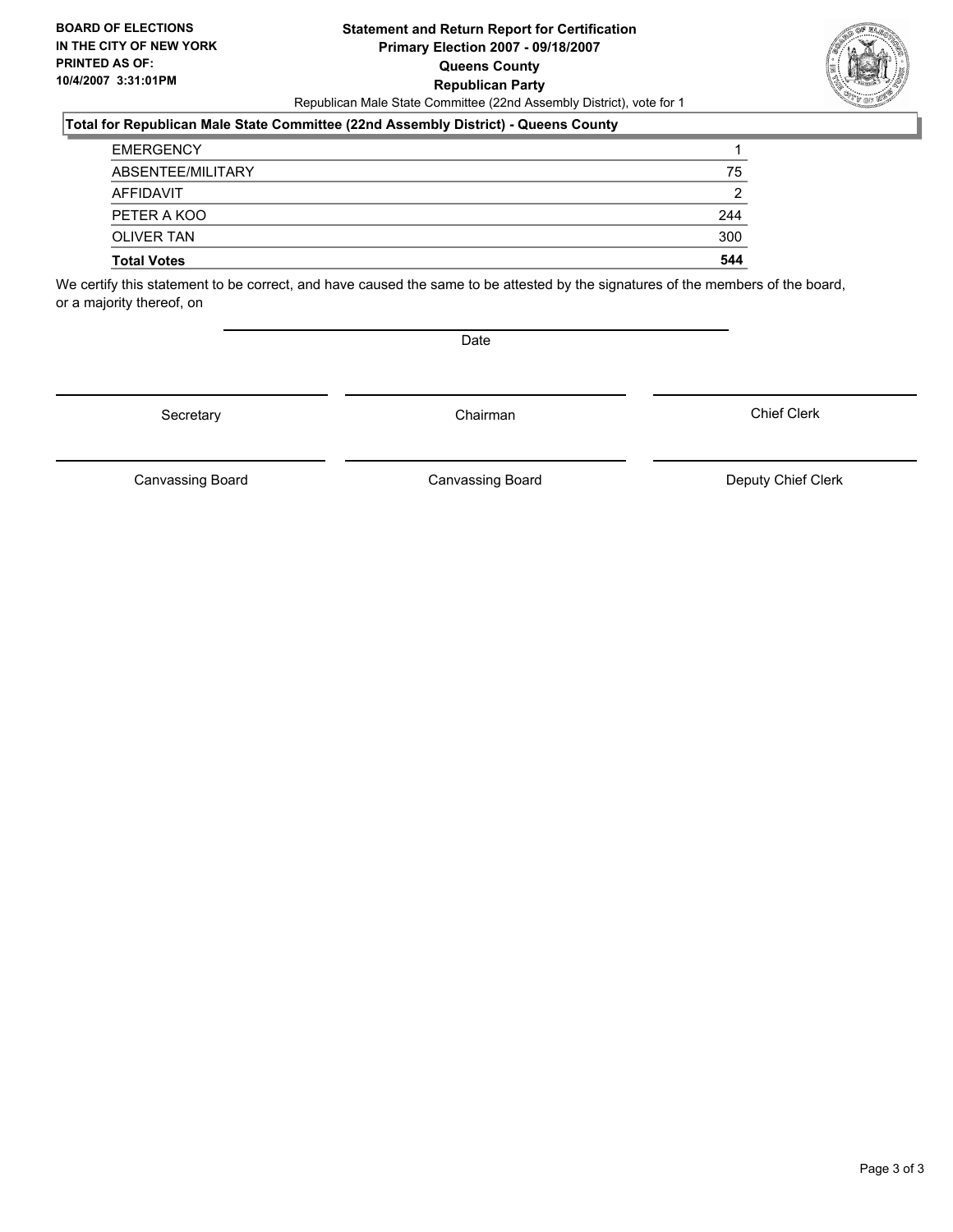**BOARD OF ELECTIONS IN THE CITY OF NEW YORK PRINTED AS OF: 10/4/2007 3:31:01PM**

**Statement and Return Report for Certification**
**Primary Election 2007 - 09/18/2007**
**Queens County**
**Republican Party**

Republican Male State Committee (22nd Assembly District), vote for 1

**Total for Republican Male State Committee (22nd Assembly District) - Queens County**

| | |
|---|---|
| EMERGENCY | 1 |
| ABSENTEE/MILITARY | 75 |
| AFFIDAVIT | 2 |
| PETER A KOO | 244 |
| OLIVER TAN | 300 |
| **Total Votes** | **544** |

We certify this statement to be correct, and have caused the same to be attested by the signatures of the members of the board, or a majority thereof, on

Date

Secretary | Chairman | Chief Clerk

Canvassing Board | Canvassing Board | Deputy Chief Clerk